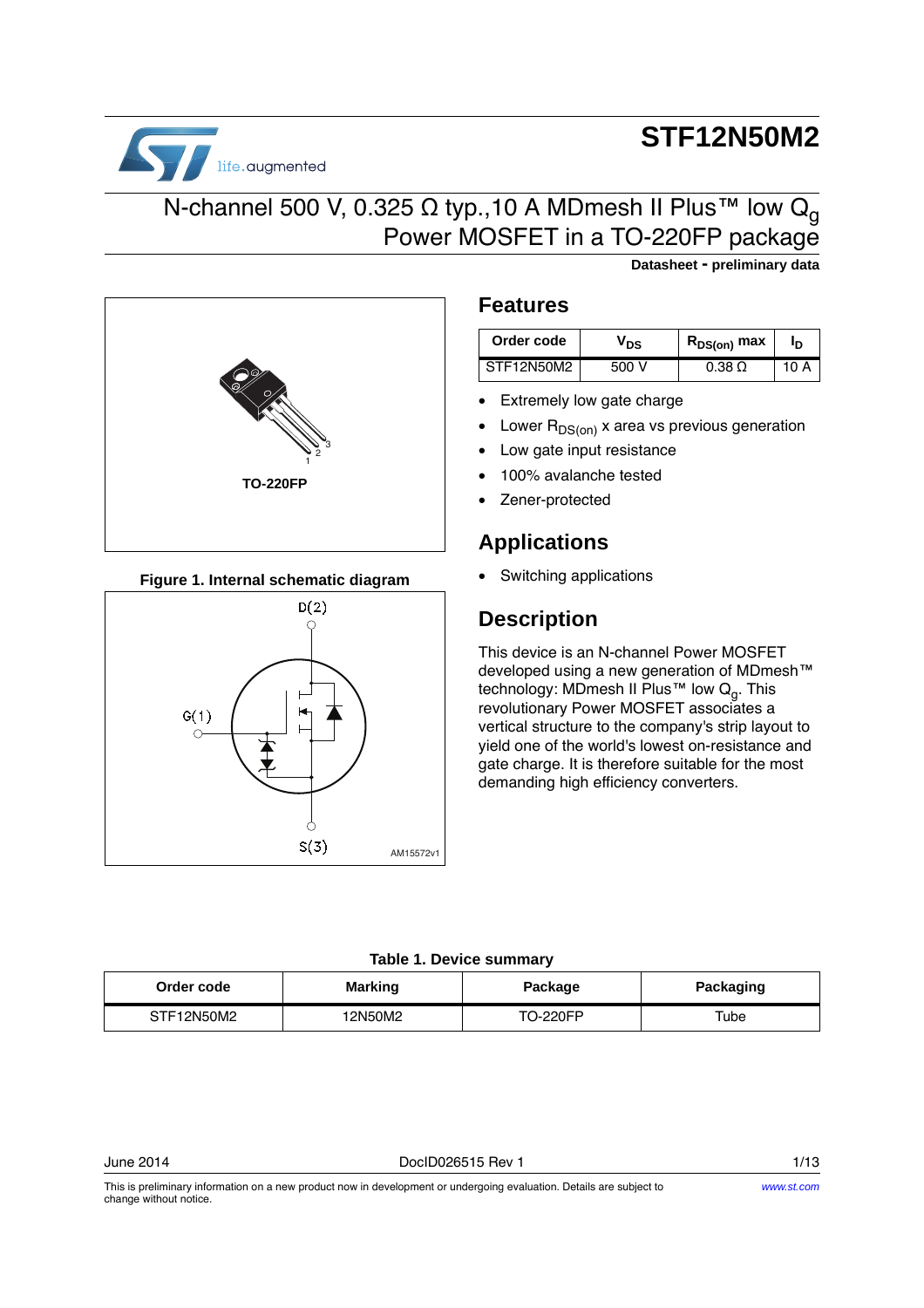# STF12N50M2

## N-channel 500 V, 0.325 Ω typ.,10 A MDmesh II Plus™ low $Q_g$ Power MOSFET in a TO-220FP package

**Datasheet - preliminary data**

TO-220FP

Figure 1. Internal schematic diagram

## Features

| Order code | $V_{DS}$ | $R_{DS(on)}$ max | $I_D$ |
|---|---|---|---|
| STF12N50M2 | 500 V | 0.38 Ω | 10 A |

- Extremely low gate charge
- Lower $R_{DS(on)}$ x area vs previous generation
- Low gate input resistance
- 100% avalanche tested
- Zener-protected

## Applications

- Switching applications

## Description

This device is an N-channel Power MOSFET developed using a new generation of MDmesh™ technology: MDmesh II Plus™ low $Q_g$. This revolutionary Power MOSFET associates a vertical structure to the company's strip layout to yield one of the world's lowest on-resistance and gate charge. It is therefore suitable for the most demanding high efficiency converters.

**Table 1. Device summary**

| Order code | Marking | Package | Packaging |
|---|---|---|---|
| STF12N50M2 | 12N50M2 | TO-220FP | Tube |

This is preliminary information on a new product now in development or undergoing evaluation. Details are subject to change without notice.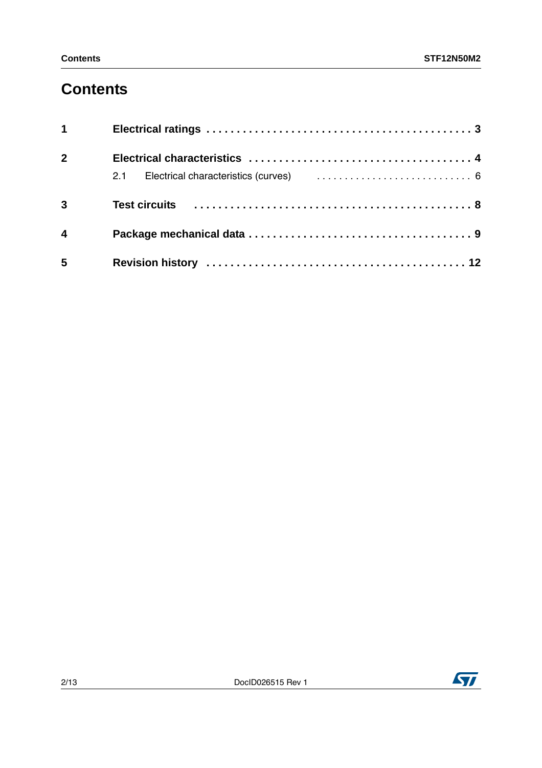# Contents

**1 Electrical ratings** . . . . . . . . . . . . . . . . . . . . . . . . . . . . . . . . . . . . . . . . . . . **3**

**2 Electrical characteristics** . . . . . . . . . . . . . . . . . . . . . . . . . . . . . . . . . . . . **4**

2.1 Electrical characteristics (curves) . . . . . . . . . . . . . . . . . . . . . . . . . . . . 6

**3 Test circuits** . . . . . . . . . . . . . . . . . . . . . . . . . . . . . . . . . . . . . . . . . . . . **8**

**4 Package mechanical data** . . . . . . . . . . . . . . . . . . . . . . . . . . . . . . . . . . . **9**

**5 Revision history** . . . . . . . . . . . . . . . . . . . . . . . . . . . . . . . . . . . . . . . . . **12**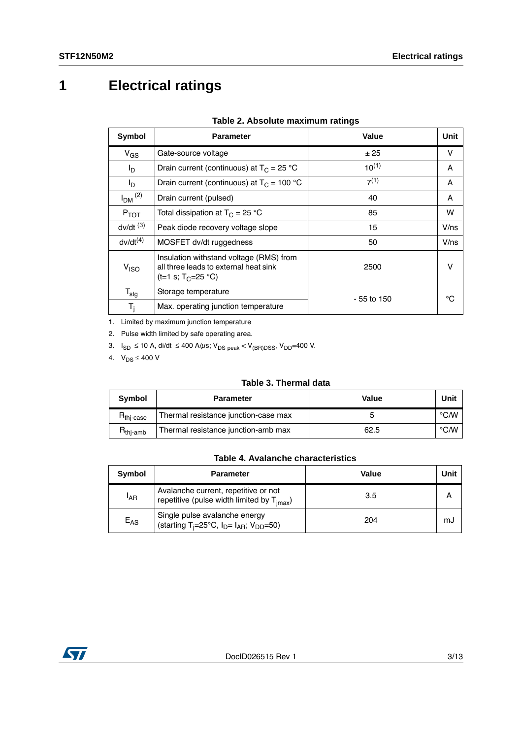# 1 Electrical ratings

**Table 2. Absolute maximum ratings**

| Symbol | Parameter | Value | Unit |
|---|---|---|---|
| $V_{GS}$ | Gate-source voltage | ± 25 | V |
| $I_D$ | Drain current (continuous) at $T_C$ = 25 °C | 10[1] | A |
| $I_D$ | Drain current (continuous) at $T_C$ = 100 °C | 7[1] | A |
| $I_{DM}$ [2] | Drain current (pulsed) | 40 | A |
| $P_{TOT}$ | Total dissipation at $T_C$ = 25 °C | 85 | W |
| dv/dt [3] | Peak diode recovery voltage slope | 15 | V/ns |
| dv/dt[4] | MOSFET dv/dt ruggedness | 50 | V/ns |
| $V_{ISO}$ | Insulation withstand voltage (RMS) from all three leads to external heat sink (t=1 s; $T_C$=25 °C) | 2500 | V |
| $T_{stg}$ | Storage temperature | - 55 to 150 | °C |
| $T_j$ | Max. operating junction temperature | | |

1. Limited by maximum junction temperature
2. Pulse width limited by safe operating area.
3. $I_{SD} \leq 10$ A, di/dt $\leq 400$ A/µs; $V_{DS\ peak} < V_{(BR)DSS}$, $V_{DD}$=400 V.
4. $V_{DS} \leq 400$ V

**Table 3. Thermal data**

| Symbol | Parameter | Value | Unit |
|---|---|---|---|
| $R_{thj\text{-}case}$ | Thermal resistance junction-case max | 5 | °C/W |
| $R_{thj\text{-}amb}$ | Thermal resistance junction-amb max | 62.5 | °C/W |

**Table 4. Avalanche characteristics**

| Symbol | Parameter | Value | Unit |
|---|---|---|---|
| $I_{AR}$ | Avalanche current, repetitive or not repetitive (pulse width limited by $T_{jmax}$) | 3.5 | A |
| $E_{AS}$ | Single pulse avalanche energy (starting $T_j$=25°C, $I_D$= $I_{AR}$; $V_{DD}$=50) | 204 | mJ |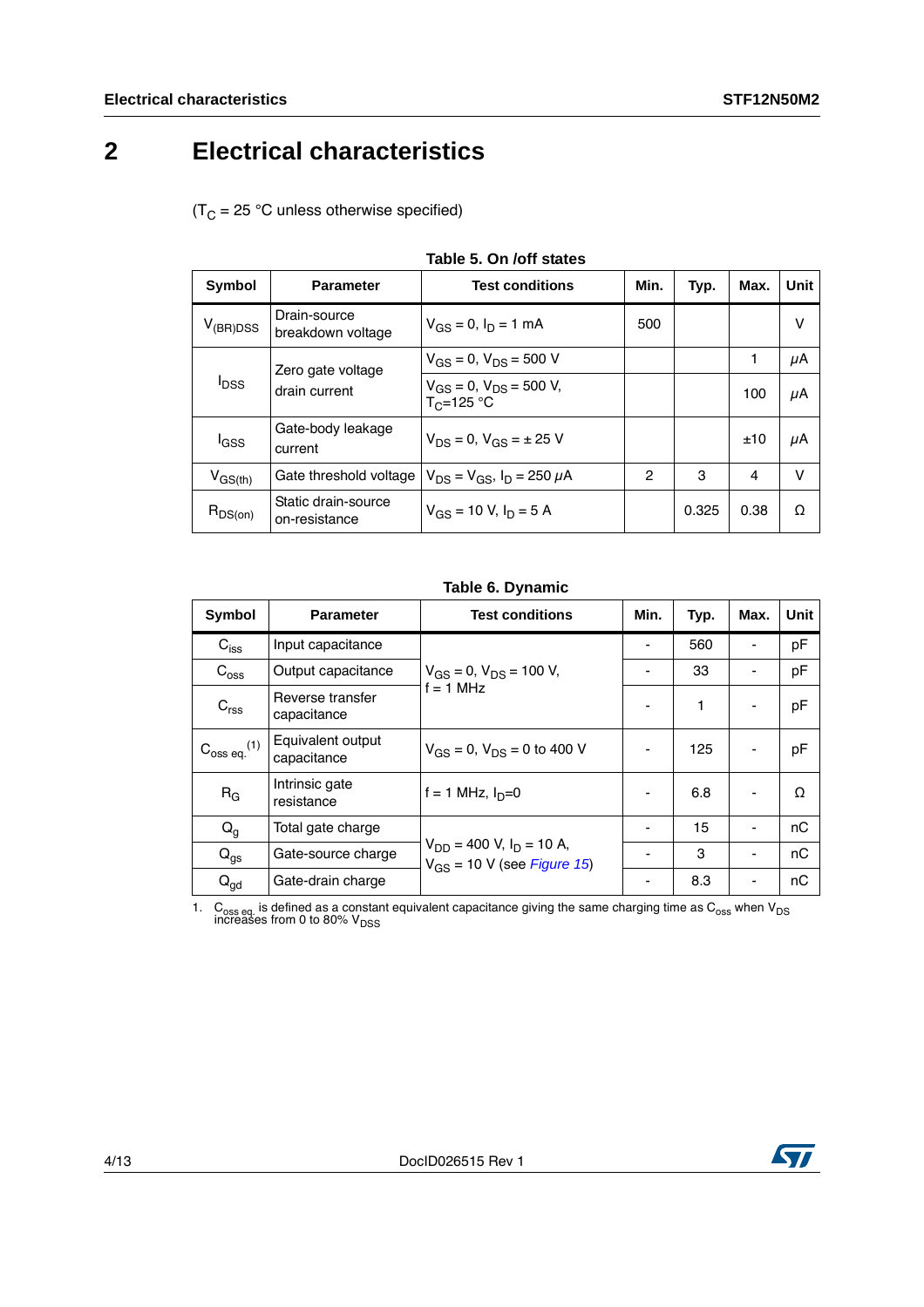# 2 Electrical characteristics

($T_C$ = 25 °C unless otherwise specified)

**Table 5. On /off states**

| Symbol | Parameter | Test conditions | Min. | Typ. | Max. | Unit |
|---|---|---|---|---|---|---|
| $V_{(BR)DSS}$ | Drain-source breakdown voltage | $V_{GS}$ = 0, $I_D$ = 1 mA | 500 | | | V |
| $I_{DSS}$ | Zero gate voltage drain current | $V_{GS}$ = 0, $V_{DS}$ = 500 V | | | 1 | µA |
| | | $V_{GS}$ = 0, $V_{DS}$ = 500 V, $T_C$=125 °C | | | 100 | µA |
| $I_{GSS}$ | Gate-body leakage current | $V_{DS}$ = 0, $V_{GS}$ = ± 25 V | | | ±10 | µA |
| $V_{GS(th)}$ | Gate threshold voltage | $V_{DS}$ = $V_{GS}$, $I_D$ = 250 µA | 2 | 3 | 4 | V |
| $R_{DS(on)}$ | Static drain-source on-resistance | $V_{GS}$ = 10 V, $I_D$ = 5 A | | 0.325 | 0.38 | Ω |

**Table 6. Dynamic**

| Symbol | Parameter | Test conditions | Min. | Typ. | Max. | Unit |
|---|---|---|---|---|---|---|
| $C_{iss}$ | Input capacitance | $V_{GS}$ = 0, $V_{DS}$ = 100 V, f = 1 MHz | - | 560 | - | pF |
| $C_{oss}$ | Output capacitance | | - | 33 | - | pF |
| $C_{rss}$ | Reverse transfer capacitance | | - | 1 | - | pF |
| $C_{oss\ eq.}$ (1) | Equivalent output capacitance | $V_{GS}$ = 0, $V_{DS}$ = 0 to 400 V | - | 125 | - | pF |
| $R_G$ | Intrinsic gate resistance | f = 1 MHz, $I_D$=0 | - | 6.8 | - | Ω |
| $Q_g$ | Total gate charge | $V_{DD}$ = 400 V, $I_D$ = 10 A, $V_{GS}$ = 10 V (see *Figure 15*) | - | 15 | - | nC |
| $Q_{gs}$ | Gate-source charge | | - | 3 | - | nC |
| $Q_{gd}$ | Gate-drain charge | | - | 8.3 | - | nC |

1. $C_{oss\ eq.}$ is defined as a constant equivalent capacitance giving the same charging time as $C_{oss}$ when $V_{DS}$ increases from 0 to 80% $V_{DSS}$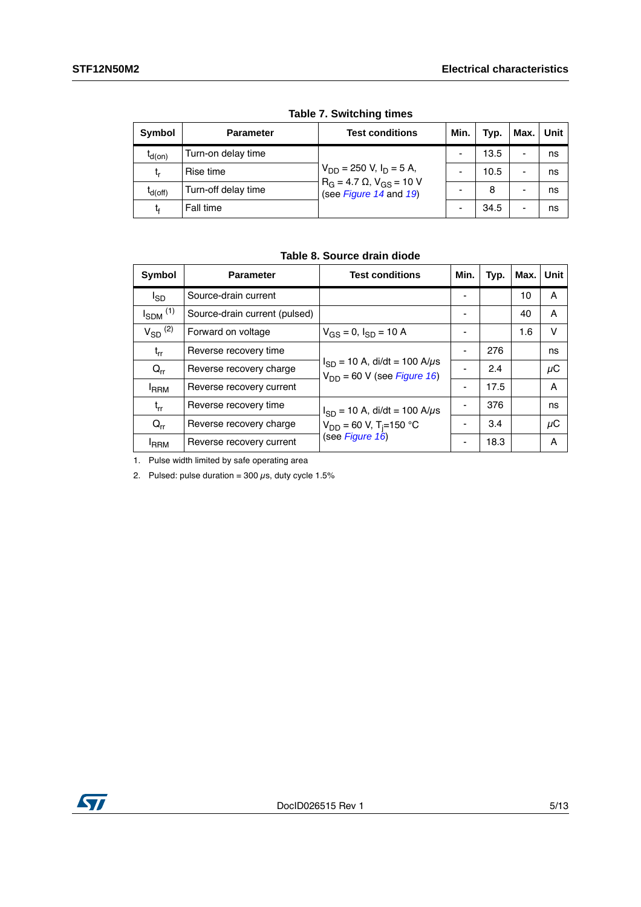**Table 7. Switching times**

| Symbol | Parameter | Test conditions | Min. | Typ. | Max. | Unit |
|---|---|---|---|---|---|---|
| $t_{d(on)}$ | Turn-on delay time | $V_{DD}$ = 250 V, $I_D$ = 5 A, $R_G$ = 4.7 Ω, $V_{GS}$ = 10 V (see *Figure 14* and *19*) | - | 13.5 | - | ns |
| $t_r$ | Rise time | | - | 10.5 | - | ns |
| $t_{d(off)}$ | Turn-off delay time | | - | 8 | - | ns |
| $t_f$ | Fall time | | - | 34.5 | - | ns |

**Table 8. Source drain diode**

| Symbol | Parameter | Test conditions | Min. | Typ. | Max. | Unit |
|---|---|---|---|---|---|---|
| $I_{SD}$ | Source-drain current | | - | | 10 | A |
| $I_{SDM}$ [(1)] | Source-drain current (pulsed) | | - | | 40 | A |
| $V_{SD}$ [(2)] | Forward on voltage | $V_{GS}$ = 0, $I_{SD}$ = 10 A | - | | 1.6 | V |
| $t_{rr}$ | Reverse recovery time | $I_{SD}$ = 10 A, di/dt = 100 A/μs $V_{DD}$ = 60 V (see *Figure 16*) | - | 276 | | ns |
| $Q_{rr}$ | Reverse recovery charge | | - | 2.4 | | μC |
| $I_{RRM}$ | Reverse recovery current | | - | 17.5 | | A |
| $t_{rr}$ | Reverse recovery time | $I_{SD}$ = 10 A, di/dt = 100 A/μs $V_{DD}$ = 60 V, $T_j$=150 °C (see *Figure 16*) | - | 376 | | ns |
| $Q_{rr}$ | Reverse recovery charge | | - | 3.4 | | μC |
| $I_{RRM}$ | Reverse recovery current | | - | 18.3 | | A |

1. Pulse width limited by safe operating area
2. Pulsed: pulse duration = 300 μs, duty cycle 1.5%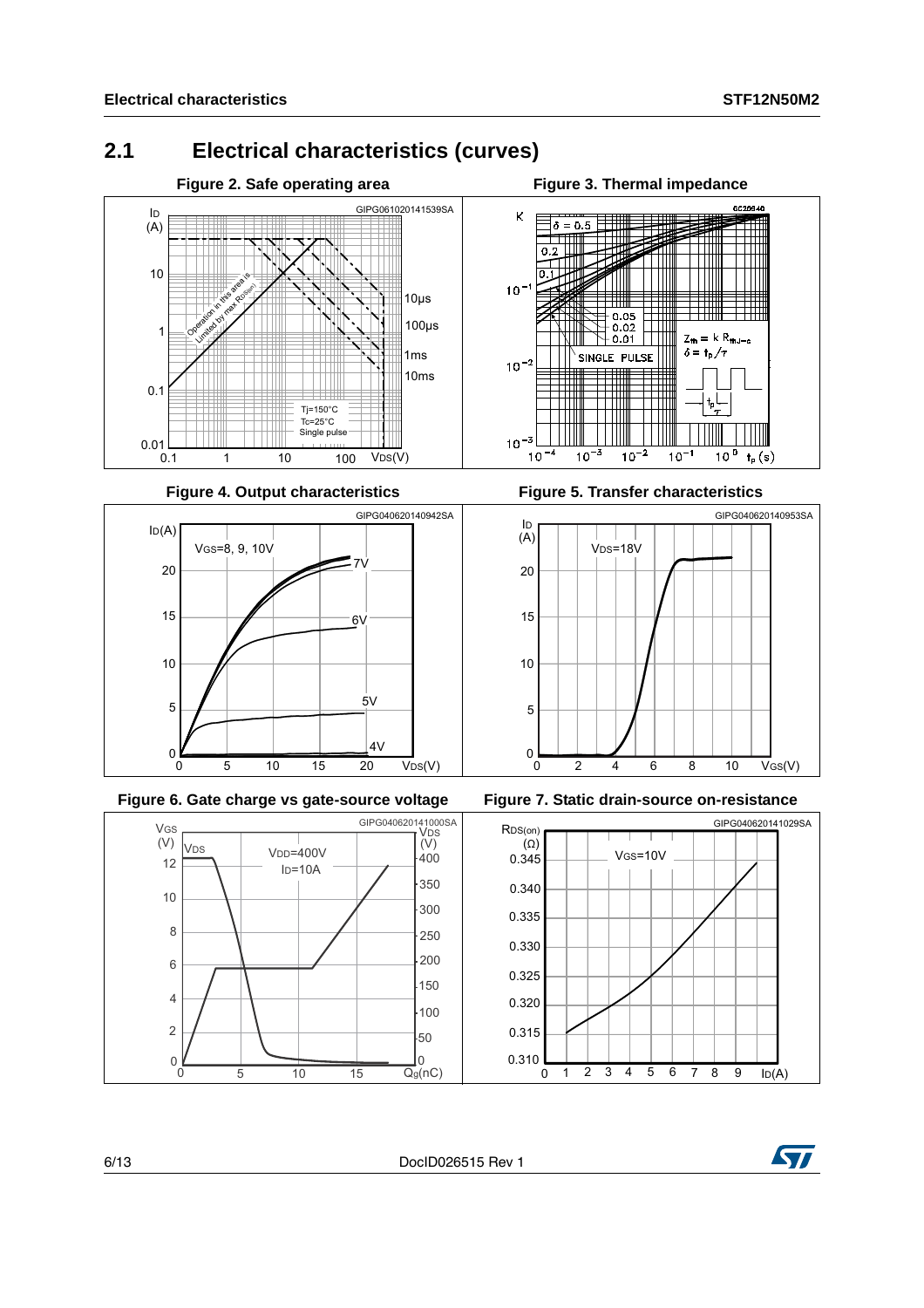## 2.1 Electrical characteristics (curves)

**Figure 2. Safe operating area**

**Figure 3. Thermal impedance**

**Figure 4. Output characteristics**

**Figure 5. Transfer characteristics**

**Figure 6. Gate charge vs gate-source voltage**

**Figure 7. Static drain-source on-resistance**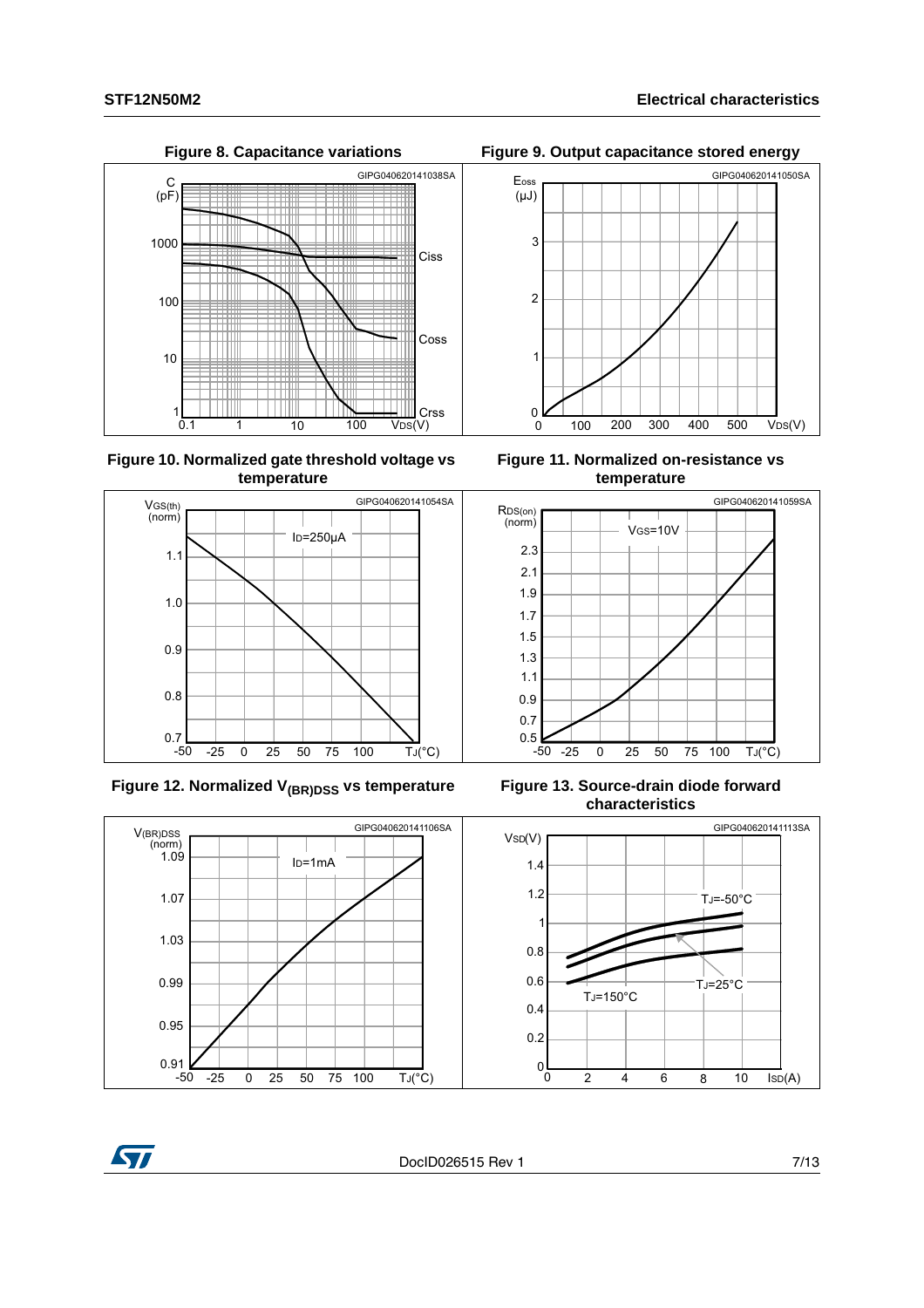Figure 8. Capacitance variations

Figure 9. Output capacitance stored energy

Figure 10. Normalized gate threshold voltage vs temperature

Figure 11. Normalized on-resistance vs temperature

Figure 12. Normalized $V_{(BR)DSS}$ vs temperature

Figure 13. Source-drain diode forward characteristics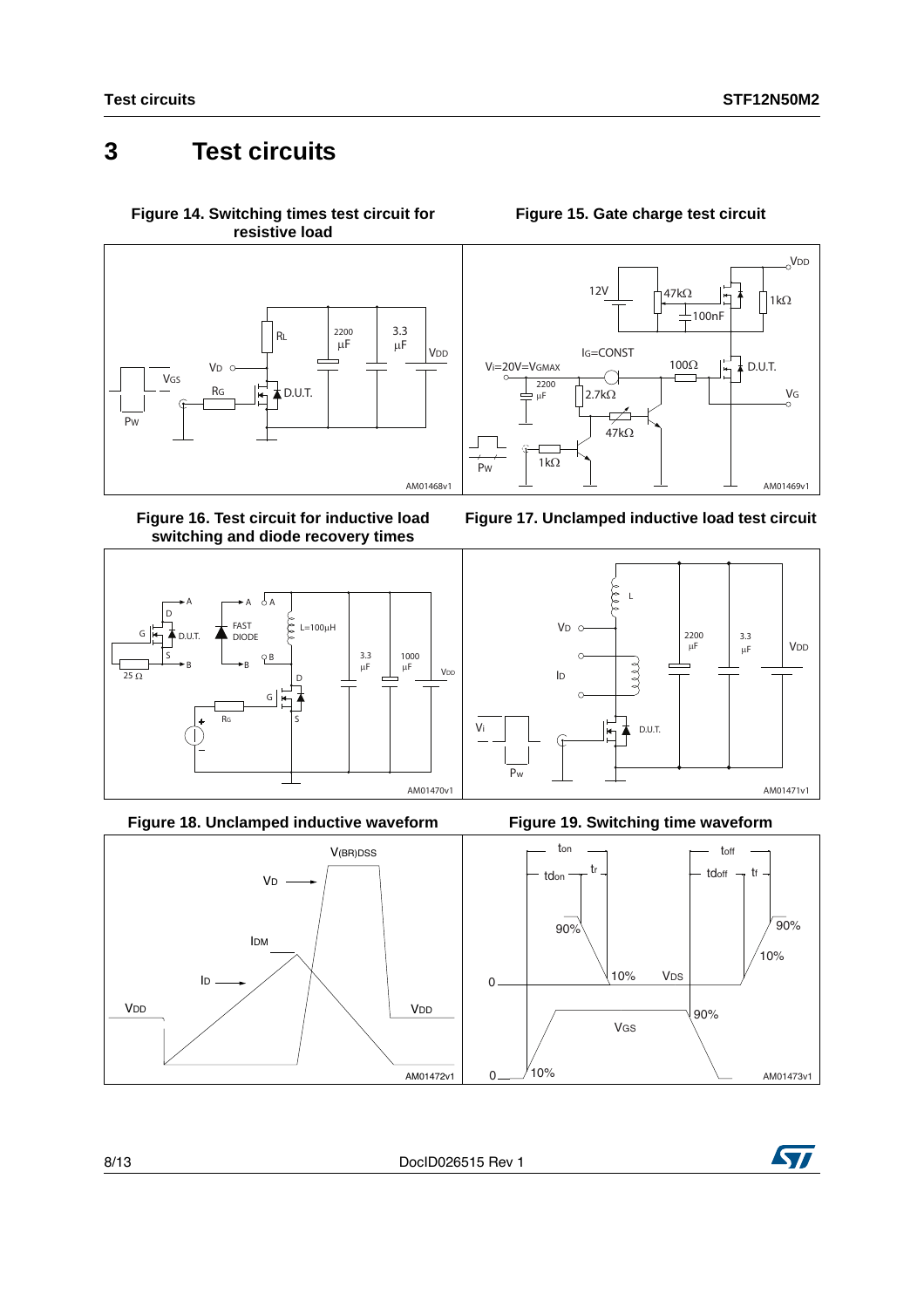# 3 Test circuits

**Figure 14. Switching times test circuit for resistive load**

**Figure 15. Gate charge test circuit**

**Figure 16. Test circuit for inductive load switching and diode recovery times**

**Figure 17. Unclamped inductive load test circuit**

**Figure 18. Unclamped inductive waveform**

**Figure 19. Switching time waveform**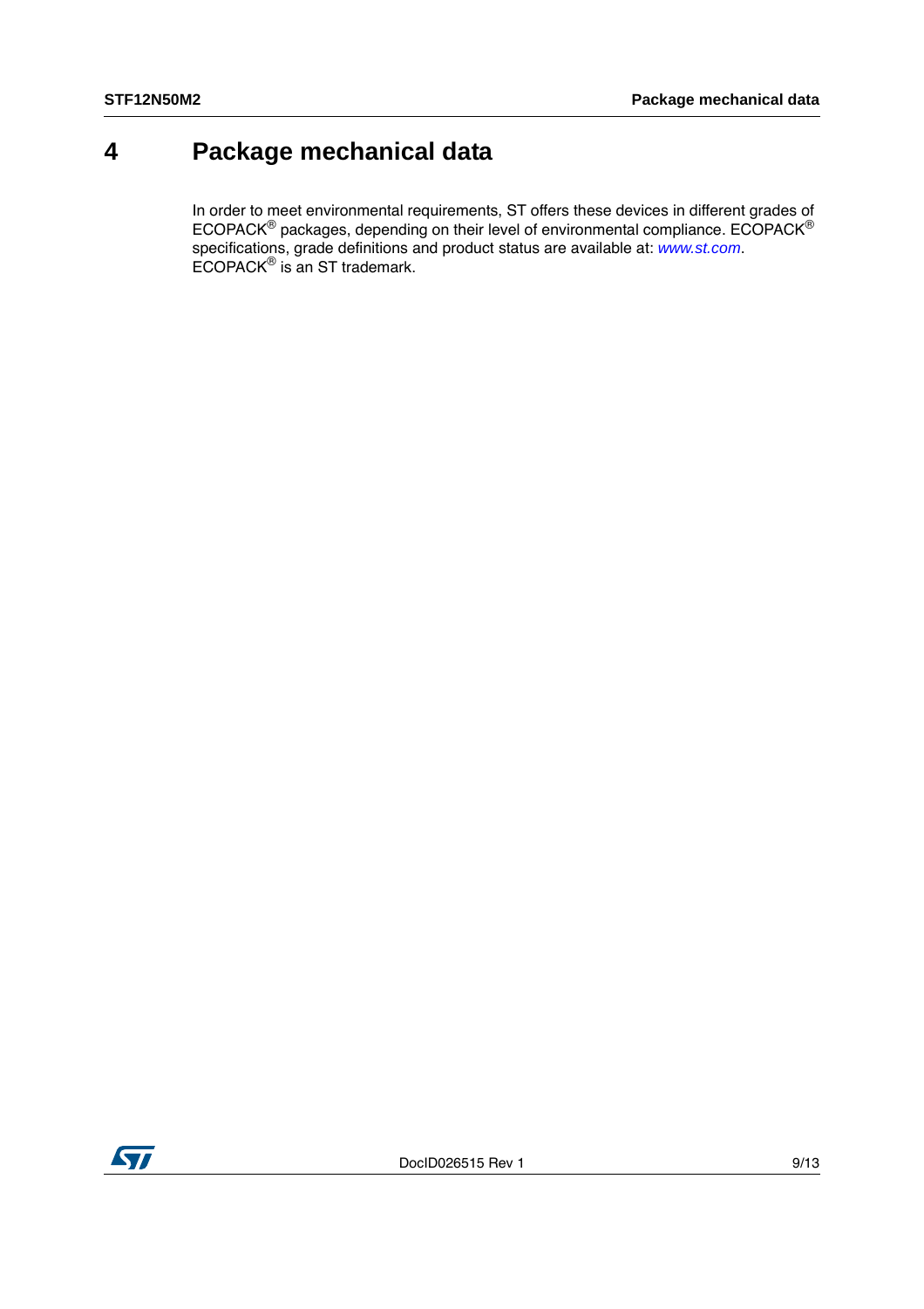# 4 Package mechanical data

In order to meet environmental requirements, ST offers these devices in different grades of ECOPACK® packages, depending on their level of environmental compliance. ECOPACK® specifications, grade definitions and product status are available at: *www.st.com*. ECOPACK® is an ST trademark.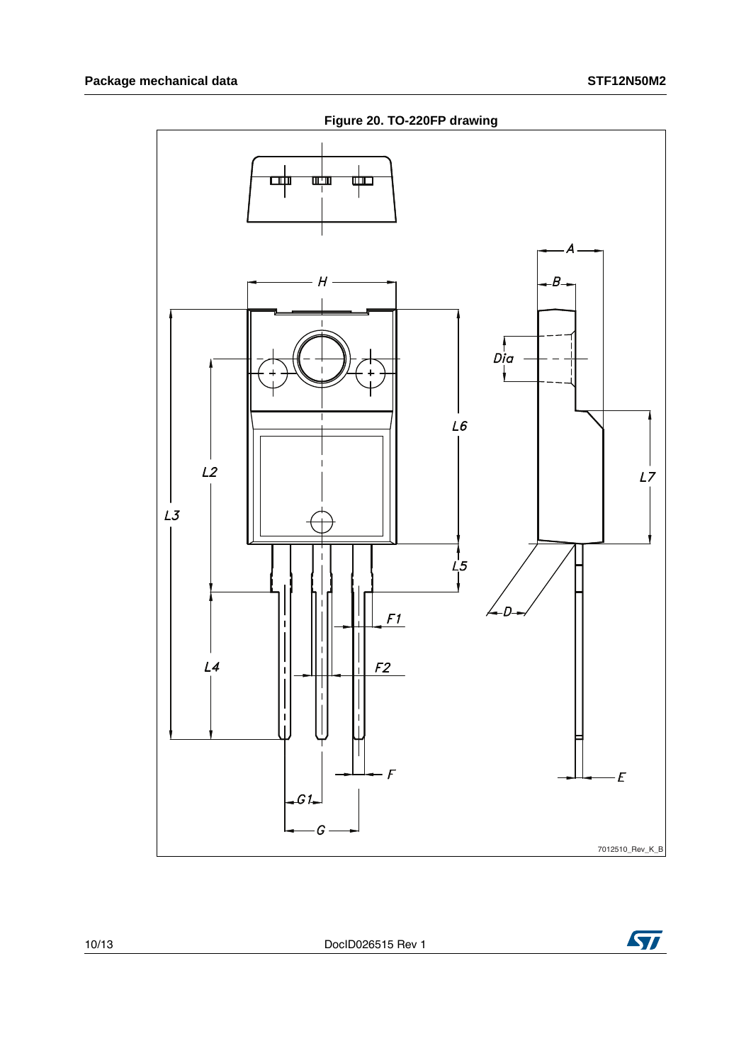**Figure 20. TO-220FP drawing**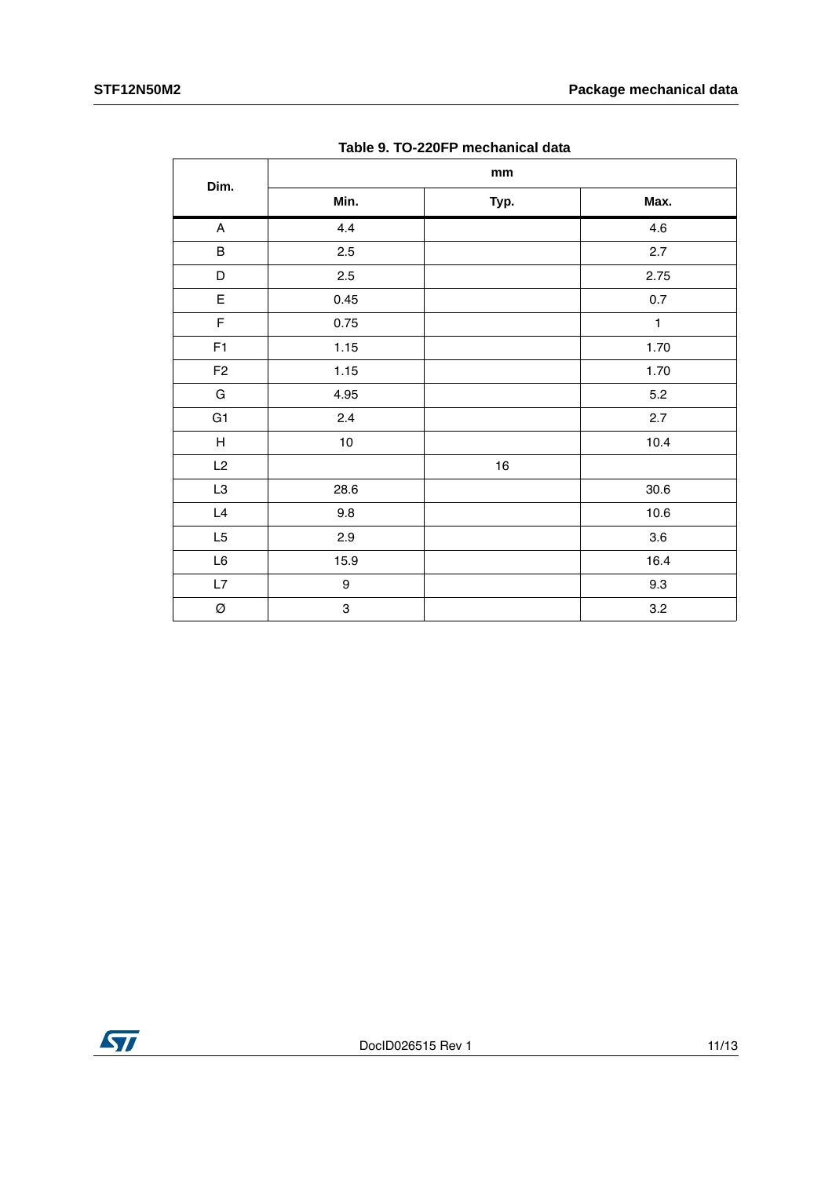Table 9. TO-220FP mechanical data

| Dim. | mm | | |
|---|---|---|---|
| | Min. | Typ. | Max. |
| A | 4.4 | | 4.6 |
| B | 2.5 | | 2.7 |
| D | 2.5 | | 2.75 |
| E | 0.45 | | 0.7 |
| F | 0.75 | | 1 |
| F1 | 1.15 | | 1.70 |
| F2 | 1.15 | | 1.70 |
| G | 4.95 | | 5.2 |
| G1 | 2.4 | | 2.7 |
| H | 10 | | 10.4 |
| L2 | | 16 | |
| L3 | 28.6 | | 30.6 |
| L4 | 9.8 | | 10.6 |
| L5 | 2.9 | | 3.6 |
| L6 | 15.9 | | 16.4 |
| L7 | 9 | | 9.3 |
| Ø | 3 | | 3.2 |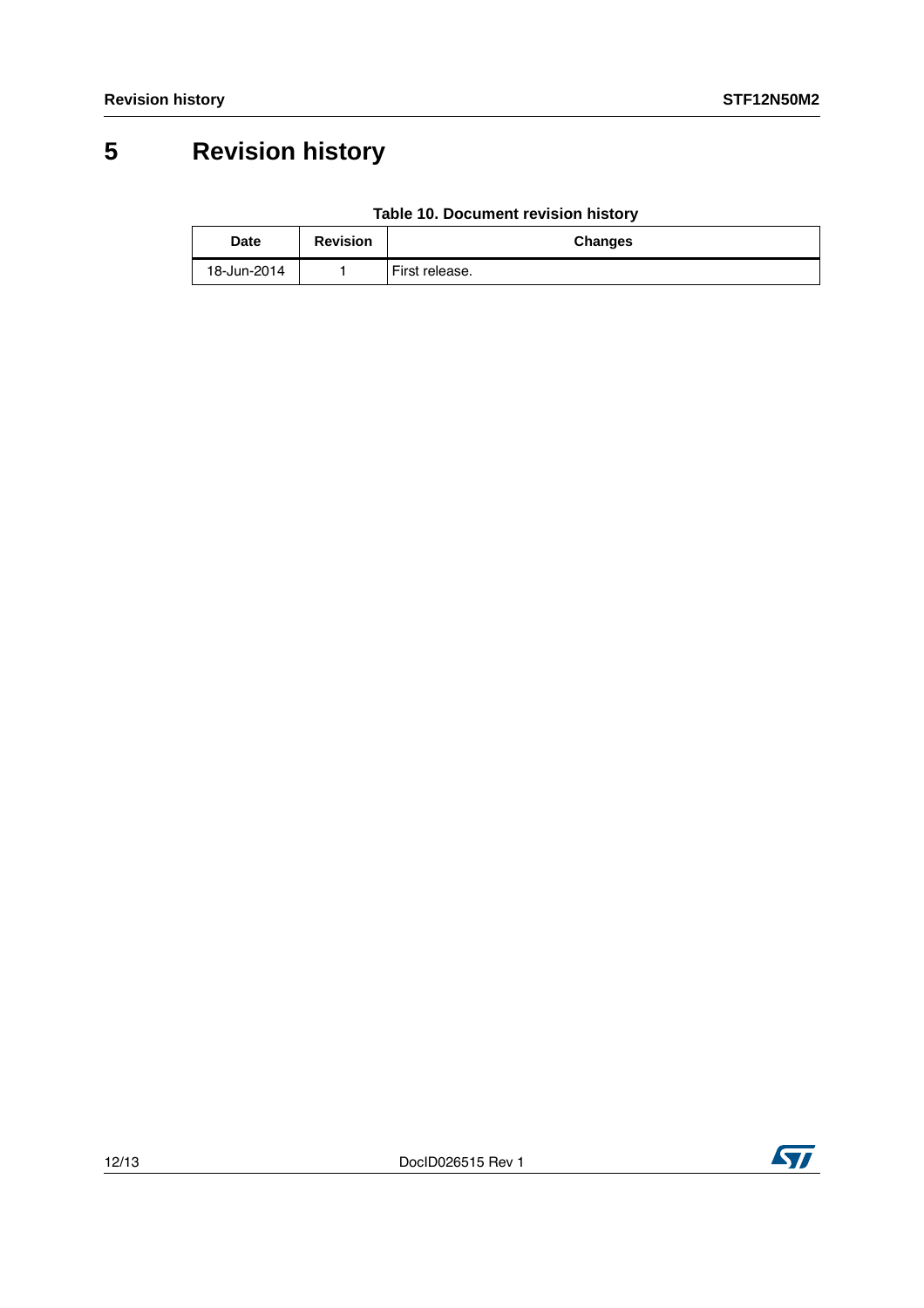# 5 Revision history

**Table 10. Document revision history**

| Date | Revision | Changes |
|---|---|---|
| 18-Jun-2014 | 1 | First release. |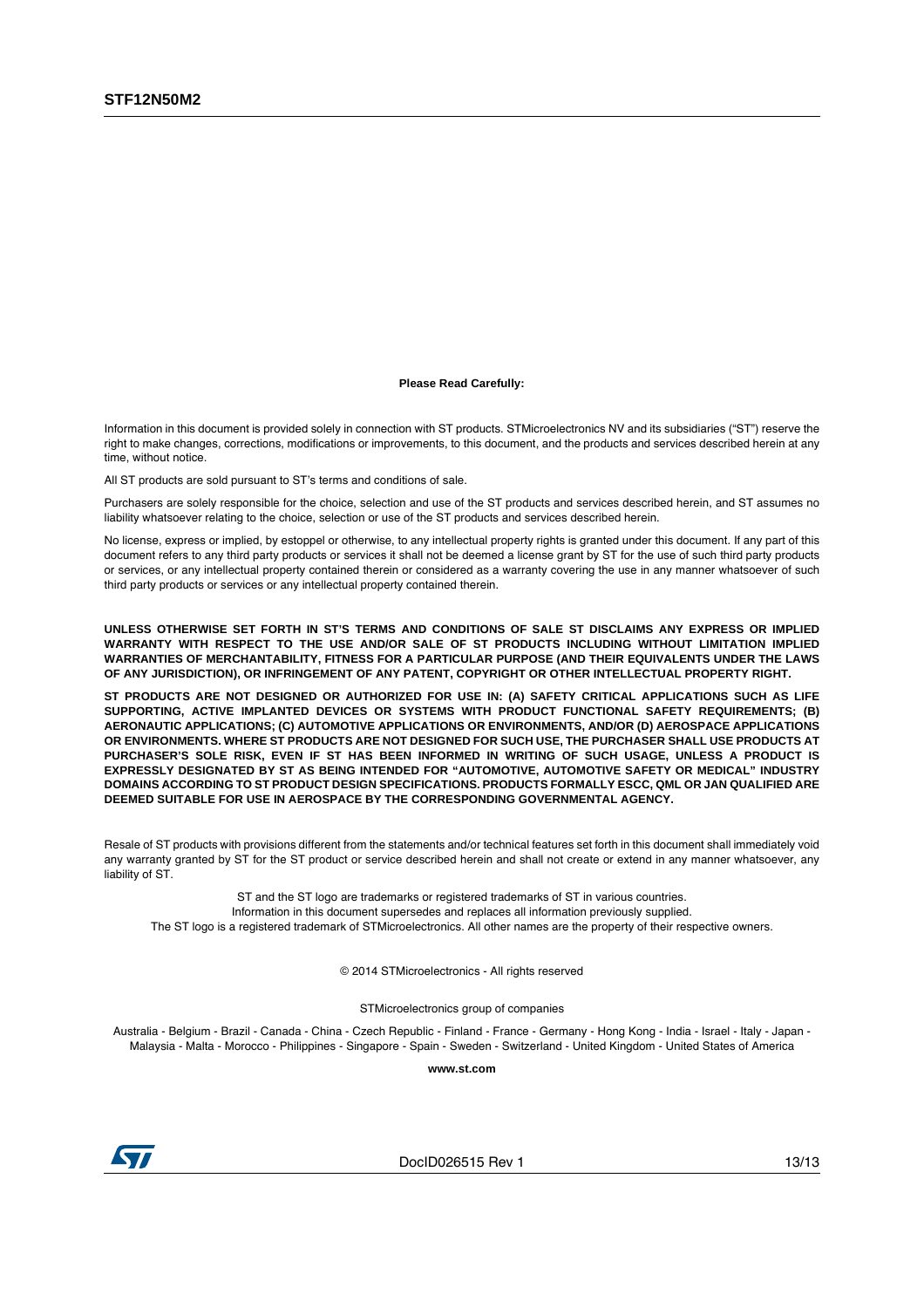**Please Read Carefully:**

Information in this document is provided solely in connection with ST products. STMicroelectronics NV and its subsidiaries (“ST”) reserve the right to make changes, corrections, modifications or improvements, to this document, and the products and services described herein at any time, without notice.

All ST products are sold pursuant to ST’s terms and conditions of sale.

Purchasers are solely responsible for the choice, selection and use of the ST products and services described herein, and ST assumes no liability whatsoever relating to the choice, selection or use of the ST products and services described herein.

No license, express or implied, by estoppel or otherwise, to any intellectual property rights is granted under this document. If any part of this document refers to any third party products or services it shall not be deemed a license grant by ST for the use of such third party products or services, or any intellectual property contained therein or considered as a warranty covering the use in any manner whatsoever of such third party products or services or any intellectual property contained therein.

**UNLESS OTHERWISE SET FORTH IN ST’S TERMS AND CONDITIONS OF SALE ST DISCLAIMS ANY EXPRESS OR IMPLIED WARRANTY WITH RESPECT TO THE USE AND/OR SALE OF ST PRODUCTS INCLUDING WITHOUT LIMITATION IMPLIED WARRANTIES OF MERCHANTABILITY, FITNESS FOR A PARTICULAR PURPOSE (AND THEIR EQUIVALENTS UNDER THE LAWS OF ANY JURISDICTION), OR INFRINGEMENT OF ANY PATENT, COPYRIGHT OR OTHER INTELLECTUAL PROPERTY RIGHT.**

**ST PRODUCTS ARE NOT DESIGNED OR AUTHORIZED FOR USE IN: (A) SAFETY CRITICAL APPLICATIONS SUCH AS LIFE SUPPORTING, ACTIVE IMPLANTED DEVICES OR SYSTEMS WITH PRODUCT FUNCTIONAL SAFETY REQUIREMENTS; (B) AERONAUTIC APPLICATIONS; (C) AUTOMOTIVE APPLICATIONS OR ENVIRONMENTS, AND/OR (D) AEROSPACE APPLICATIONS OR ENVIRONMENTS. WHERE ST PRODUCTS ARE NOT DESIGNED FOR SUCH USE, THE PURCHASER SHALL USE PRODUCTS AT PURCHASER’S SOLE RISK, EVEN IF ST HAS BEEN INFORMED IN WRITING OF SUCH USAGE, UNLESS A PRODUCT IS EXPRESSLY DESIGNATED BY ST AS BEING INTENDED FOR “AUTOMOTIVE, AUTOMOTIVE SAFETY OR MEDICAL” INDUSTRY DOMAINS ACCORDING TO ST PRODUCT DESIGN SPECIFICATIONS. PRODUCTS FORMALLY ESCC, QML OR JAN QUALIFIED ARE DEEMED SUITABLE FOR USE IN AEROSPACE BY THE CORRESPONDING GOVERNMENTAL AGENCY.**

Resale of ST products with provisions different from the statements and/or technical features set forth in this document shall immediately void any warranty granted by ST for the ST product or service described herein and shall not create or extend in any manner whatsoever, any liability of ST.

ST and the ST logo are trademarks or registered trademarks of ST in various countries.
Information in this document supersedes and replaces all information previously supplied.
The ST logo is a registered trademark of STMicroelectronics. All other names are the property of their respective owners.

© 2014 STMicroelectronics - All rights reserved

STMicroelectronics group of companies

Australia - Belgium - Brazil - Canada - China - Czech Republic - Finland - France - Germany - Hong Kong - India - Israel - Italy - Japan - Malaysia - Malta - Morocco - Philippines - Singapore - Spain - Sweden - Switzerland - United Kingdom - United States of America

**www.st.com**